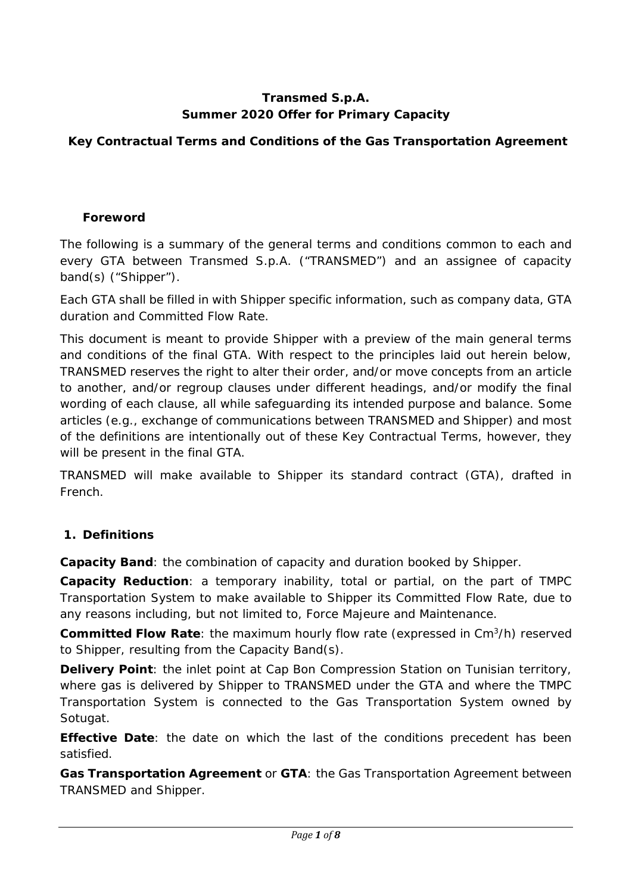# Transmed S.p.A.
# Summer 2020 Offer for Primary Capacity

## Key Contractual Terms and Conditions of the Gas Transportation Agreement

### Foreword

The following is a summary of the general terms and conditions common to each and every GTA between Transmed S.p.A. ("TRANSMED") and an assignee of capacity band(s) ("Shipper").

Each GTA shall be filled in with Shipper specific information, such as company data, GTA duration and Committed Flow Rate.

This document is meant to provide Shipper with a preview of the main general terms and conditions of the final GTA. With respect to the principles laid out herein below, TRANSMED reserves the right to alter their order, and/or move concepts from an article to another, and/or regroup clauses under different headings, and/or modify the final wording of each clause, all while safeguarding its intended purpose and balance. Some articles (e.g., exchange of communications between TRANSMED and Shipper) and most of the definitions are intentionally out of these Key Contractual Terms, however, they will be present in the final GTA.

TRANSMED will make available to Shipper its standard contract (GTA), drafted in French.

### 1. Definitions

**Capacity Band**: the combination of capacity and duration booked by Shipper.

**Capacity Reduction**: a temporary inability, total or partial, on the part of TMPC Transportation System to make available to Shipper its Committed Flow Rate, due to any reasons including, but not limited to, Force Majeure and Maintenance.

**Committed Flow Rate**: the maximum hourly flow rate (expressed in $Cm^3/h$) reserved to Shipper, resulting from the Capacity Band(s).

**Delivery Point**: the inlet point at Cap Bon Compression Station on Tunisian territory, where gas is delivered by Shipper to TRANSMED under the GTA and where the TMPC Transportation System is connected to the Gas Transportation System owned by Sotugat.

**Effective Date**: the date on which the last of the conditions precedent has been satisfied.

**Gas Transportation Agreement** or **GTA**: the Gas Transportation Agreement between TRANSMED and Shipper.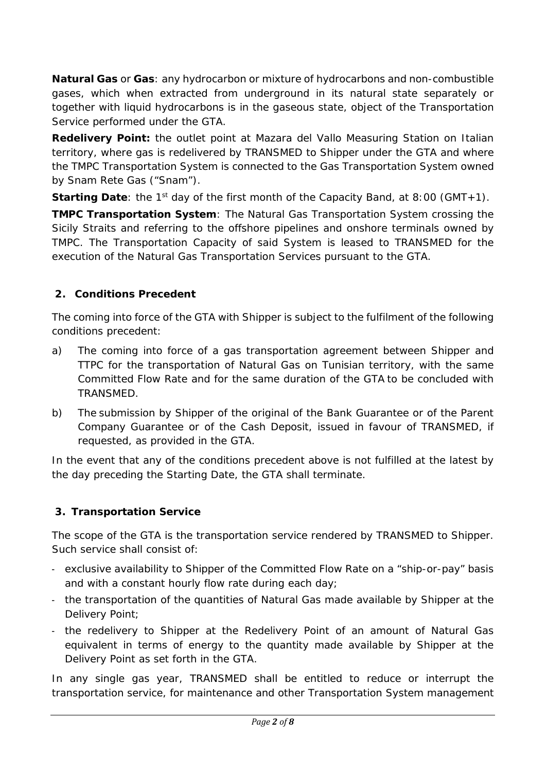**Natural Gas** or **Gas**: any hydrocarbon or mixture of hydrocarbons and non-combustible gases, which when extracted from underground in its natural state separately or together with liquid hydrocarbons is in the gaseous state, object of the Transportation Service performed under the GTA.

**Redelivery Point:** the outlet point at Mazara del Vallo Measuring Station on Italian territory, where gas is redelivered by TRANSMED to Shipper under the GTA and where the TMPC Transportation System is connected to the Gas Transportation System owned by Snam Rete Gas ("Snam").

**Starting Date**: the 1st day of the first month of the Capacity Band, at 8:00 (GMT+1).

**TMPC Transportation System**: The Natural Gas Transportation System crossing the Sicily Straits and referring to the offshore pipelines and onshore terminals owned by TMPC. The Transportation Capacity of said System is leased to TRANSMED for the execution of the Natural Gas Transportation Services pursuant to the GTA.

## 2. Conditions Precedent

The coming into force of the GTA with Shipper is subject to the fulfilment of the following conditions precedent:

a) The coming into force of a gas transportation agreement between Shipper and TTPC for the transportation of Natural Gas on Tunisian territory, with the same Committed Flow Rate and for the same duration of the GTA to be concluded with TRANSMED.

b) The submission by Shipper of the original of the Bank Guarantee or of the Parent Company Guarantee or of the Cash Deposit, issued in favour of TRANSMED, if requested, as provided in the GTA.

In the event that any of the conditions precedent above is not fulfilled at the latest by the day preceding the Starting Date, the GTA shall terminate.

## 3. Transportation Service

The scope of the GTA is the transportation service rendered by TRANSMED to Shipper. Such service shall consist of:

- exclusive availability to Shipper of the Committed Flow Rate on a "ship-or-pay" basis and with a constant hourly flow rate during each day;
- the transportation of the quantities of Natural Gas made available by Shipper at the Delivery Point;
- the redelivery to Shipper at the Redelivery Point of an amount of Natural Gas equivalent in terms of energy to the quantity made available by Shipper at the Delivery Point as set forth in the GTA.

In any single gas year, TRANSMED shall be entitled to reduce or interrupt the transportation service, for maintenance and other Transportation System management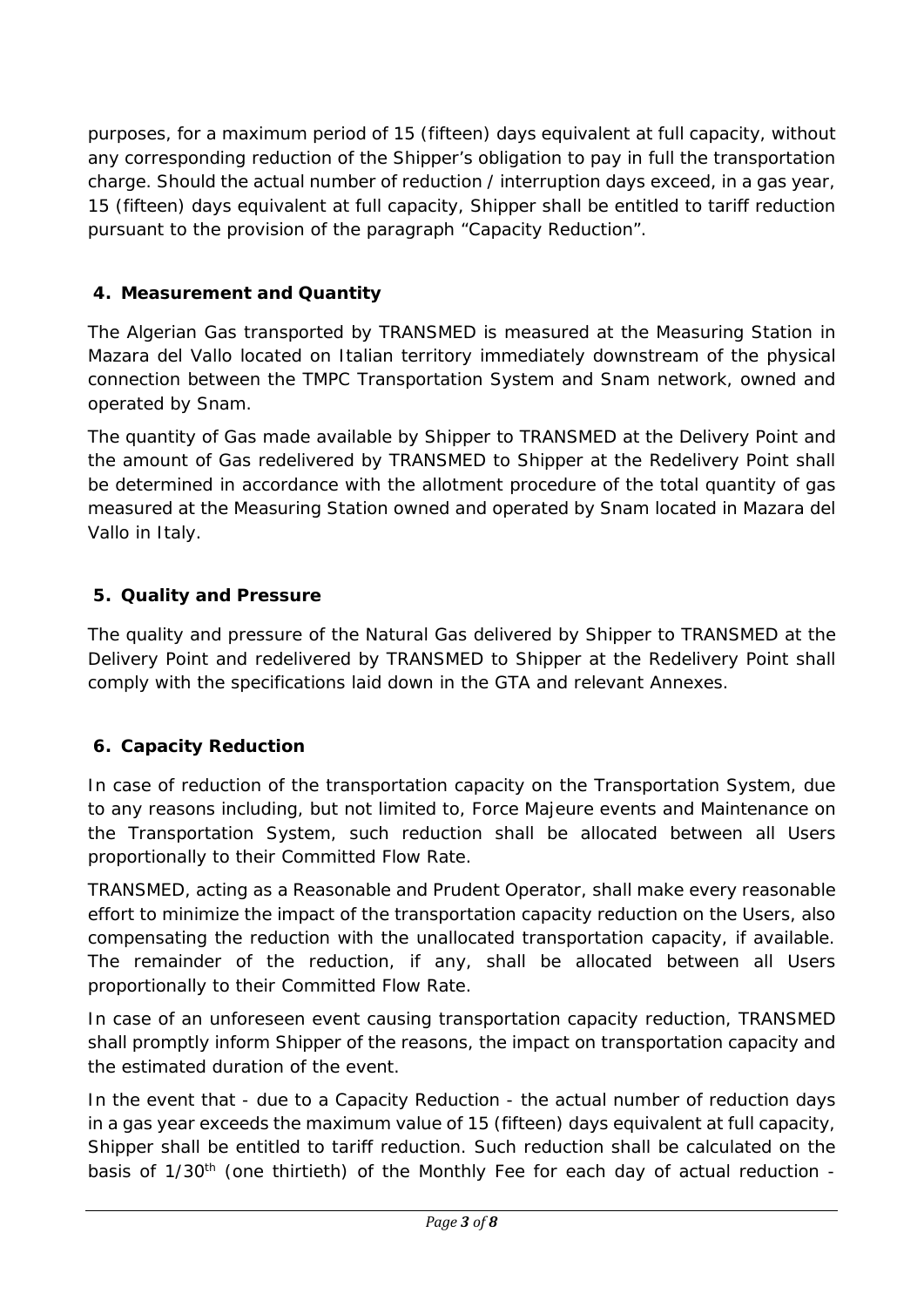purposes, for a maximum period of 15 (fifteen) days equivalent at full capacity, without any corresponding reduction of the Shipper's obligation to pay in full the transportation charge. Should the actual number of reduction / interruption days exceed, in a gas year, 15 (fifteen) days equivalent at full capacity, Shipper shall be entitled to tariff reduction pursuant to the provision of the paragraph "Capacity Reduction".

## 4. Measurement and Quantity

The Algerian Gas transported by TRANSMED is measured at the Measuring Station in Mazara del Vallo located on Italian territory immediately downstream of the physical connection between the TMPC Transportation System and Snam network, owned and operated by Snam.

The quantity of Gas made available by Shipper to TRANSMED at the Delivery Point and the amount of Gas redelivered by TRANSMED to Shipper at the Redelivery Point shall be determined in accordance with the allotment procedure of the total quantity of gas measured at the Measuring Station owned and operated by Snam located in Mazara del Vallo in Italy.

## 5. Quality and Pressure

The quality and pressure of the Natural Gas delivered by Shipper to TRANSMED at the Delivery Point and redelivered by TRANSMED to Shipper at the Redelivery Point shall comply with the specifications laid down in the GTA and relevant Annexes.

## 6. Capacity Reduction

In case of reduction of the transportation capacity on the Transportation System, due to any reasons including, but not limited to, Force Majeure events and Maintenance on the Transportation System, such reduction shall be allocated between all Users proportionally to their Committed Flow Rate.

TRANSMED, acting as a Reasonable and Prudent Operator, shall make every reasonable effort to minimize the impact of the transportation capacity reduction on the Users, also compensating the reduction with the unallocated transportation capacity, if available. The remainder of the reduction, if any, shall be allocated between all Users proportionally to their Committed Flow Rate.

In case of an unforeseen event causing transportation capacity reduction, TRANSMED shall promptly inform Shipper of the reasons, the impact on transportation capacity and the estimated duration of the event.

In the event that - due to a Capacity Reduction - the actual number of reduction days in a gas year exceeds the maximum value of 15 (fifteen) days equivalent at full capacity, Shipper shall be entitled to tariff reduction. Such reduction shall be calculated on the basis of 1/30th (one thirtieth) of the Monthly Fee for each day of actual reduction -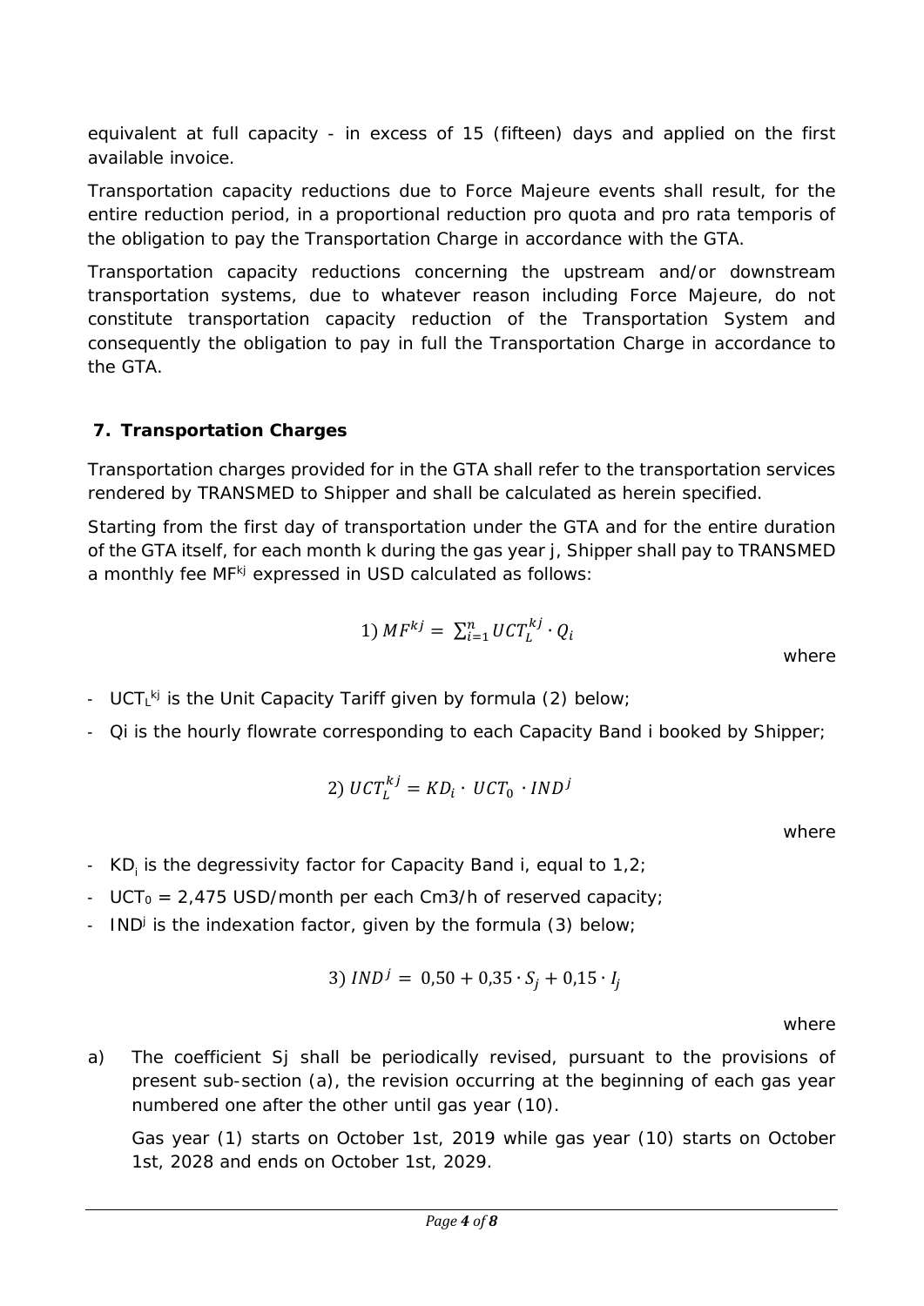equivalent at full capacity - in excess of 15 (fifteen) days and applied on the first available invoice.

Transportation capacity reductions due to Force Majeure events shall result, for the entire reduction period, in a proportional reduction pro quota and pro rata temporis of the obligation to pay the Transportation Charge in accordance with the GTA.

Transportation capacity reductions concerning the upstream and/or downstream transportation systems, due to whatever reason including Force Majeure, do not constitute transportation capacity reduction of the Transportation System and consequently the obligation to pay in full the Transportation Charge in accordance to the GTA.

## 7. Transportation Charges

Transportation charges provided for in the GTA shall refer to the transportation services rendered by TRANSMED to Shipper and shall be calculated as herein specified.

Starting from the first day of transportation under the GTA and for the entire duration of the GTA itself, for each month k during the gas year j, Shipper shall pay to TRANSMED a monthly fee $MF^{kj}$ expressed in USD calculated as follows:

$$1)\ MF^{kj} = \sum_{i=1}^{n} UCT_L^{kj} \cdot Q_i$$

where

- $UCT_L^{kj}$ is the Unit Capacity Tariff given by formula (2) below;
- $Q_i$ is the hourly flowrate corresponding to each Capacity Band i booked by Shipper;

$$2)\ UCT_L^{kj} = KD_i \cdot UCT_0 \cdot IND^j$$

where

- $KD_i$ is the degressivity factor for Capacity Band i, equal to 1,2;
- $UCT_0$ = 2,475 USD/month per each Cm3/h of reserved capacity;
- $IND^j$ is the indexation factor, given by the formula (3) below;

$$3)\ IND^j = 0{,}50 + 0{,}35 \cdot S_j + 0{,}15 \cdot I_j$$

where

a) The coefficient $S_j$ shall be periodically revised, pursuant to the provisions of present sub-section (a), the revision occurring at the beginning of each gas year numbered one after the other until gas year (10).

   Gas year (1) starts on October 1st, 2019 while gas year (10) starts on October 1st, 2028 and ends on October 1st, 2029.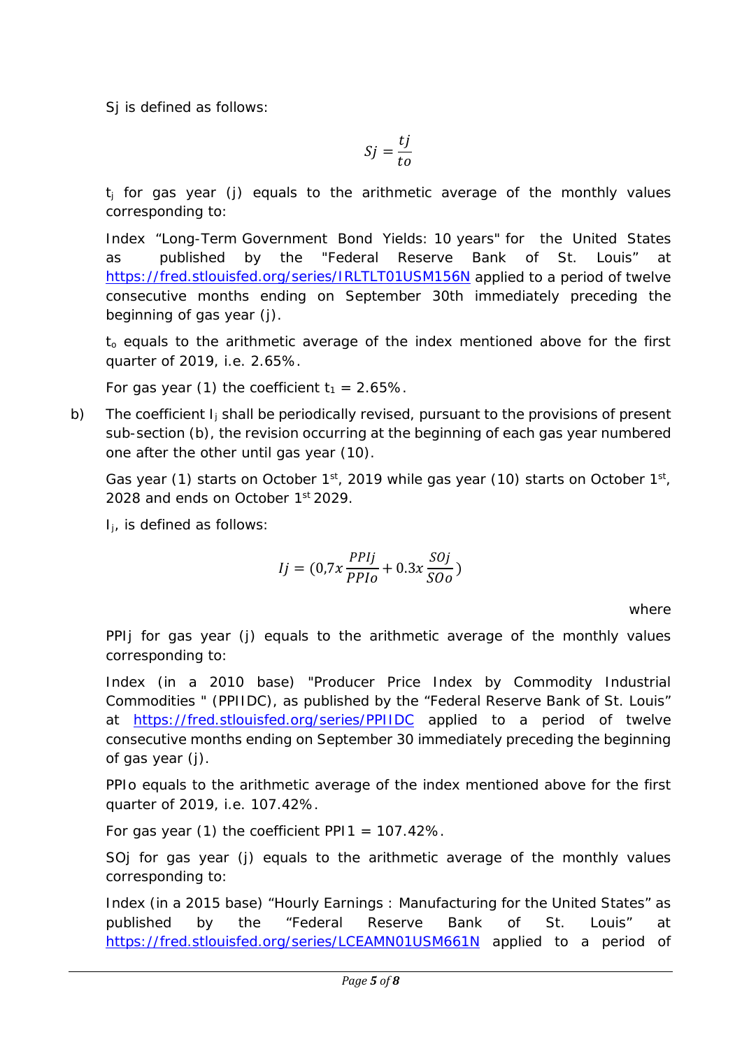Sj is defined as follows:

$$Sj = \frac{tj}{to}$$

$t_j$ for gas year (j) equals to the arithmetic average of the monthly values corresponding to:

Index "Long-Term Government Bond Yields: 10 years" for the United States as published by the "Federal Reserve Bank of St. Louis" at https://fred.stlouisfed.org/series/IRLTLT01USM156N applied to a period of twelve consecutive months ending on September 30th immediately preceding the beginning of gas year (j).

$t_o$ equals to the arithmetic average of the index mentioned above for the first quarter of 2019, i.e. 2.65%.

For gas year (1) the coefficient $t_1$ = 2.65%.

b) The coefficient $I_j$ shall be periodically revised, pursuant to the provisions of present sub-section (b), the revision occurring at the beginning of each gas year numbered one after the other until gas year (10).

Gas year (1) starts on October 1st, 2019 while gas year (10) starts on October 1st, 2028 and ends on October 1st 2029.

$I_j$, is defined as follows:

$$Ij = (0{,}7x\frac{PPIj}{PPIo} + 0.3x\frac{SOj}{SOo})$$

where

PPIj for gas year (j) equals to the arithmetic average of the monthly values corresponding to:

Index (in a 2010 base) "Producer Price Index by Commodity Industrial Commodities " (PPIIDC), as published by the "Federal Reserve Bank of St. Louis" at https://fred.stlouisfed.org/series/PPIIDC applied to a period of twelve consecutive months ending on September 30 immediately preceding the beginning of gas year (j).

PPIo equals to the arithmetic average of the index mentioned above for the first quarter of 2019, i.e. 107.42%.

For gas year (1) the coefficient PPI1 = 107.42%.

SOj for gas year (j) equals to the arithmetic average of the monthly values corresponding to:

Index (in a 2015 base) "Hourly Earnings : Manufacturing for the United States" as published by the "Federal Reserve Bank of St. Louis" at https://fred.stlouisfed.org/series/LCEAMN01USM661N applied to a period of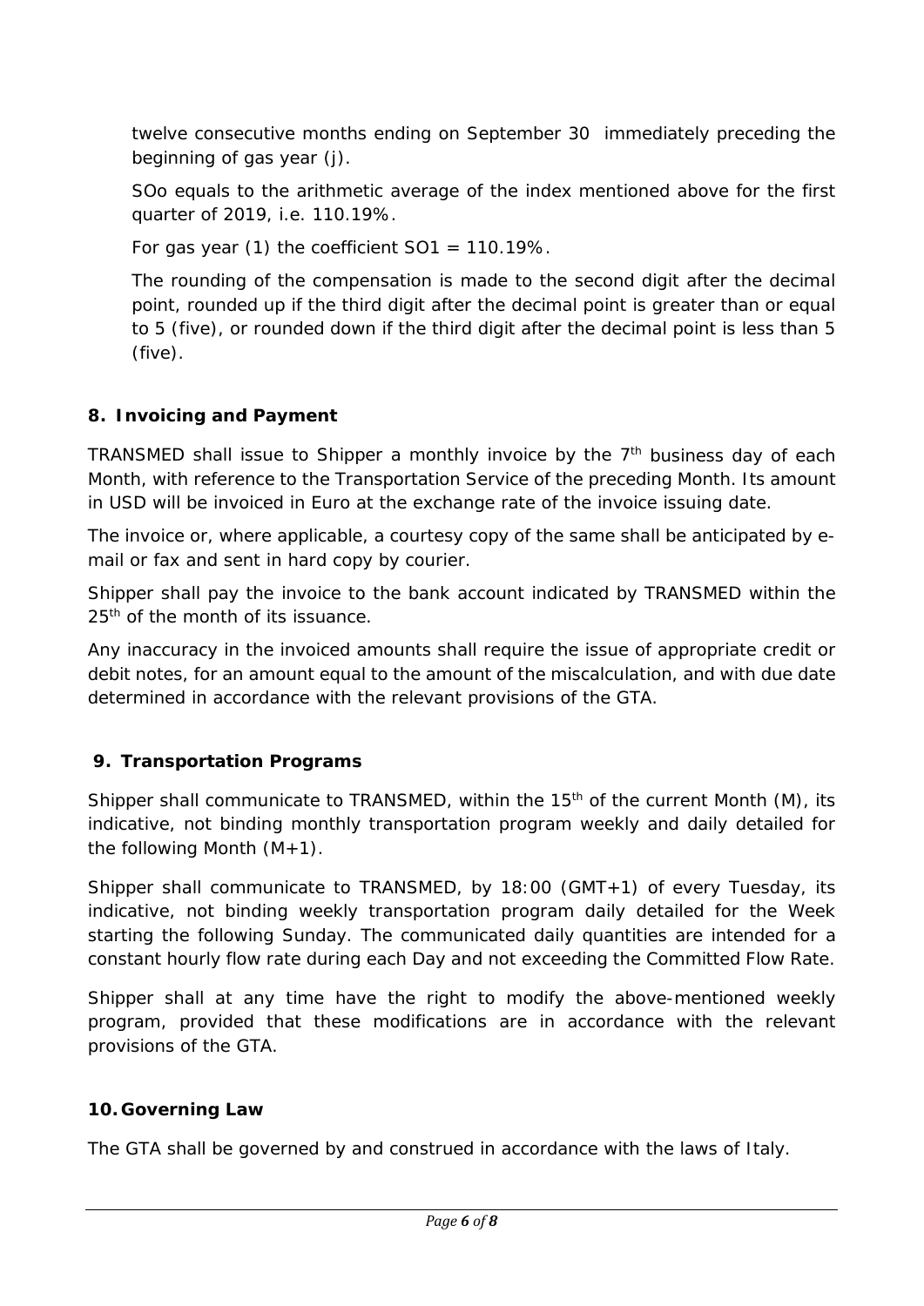twelve consecutive months ending on September 30 immediately preceding the beginning of gas year (j).

SOo equals to the arithmetic average of the index mentioned above for the first quarter of 2019, i.e. 110.19%.

For gas year (1) the coefficient $SO1 = 110.19\%$.

The rounding of the compensation is made to the second digit after the decimal point, rounded up if the third digit after the decimal point is greater than or equal to 5 (five), or rounded down if the third digit after the decimal point is less than 5 (five).

## 8. Invoicing and Payment

TRANSMED shall issue to Shipper a monthly invoice by the 7th business day of each Month, with reference to the Transportation Service of the preceding Month. Its amount in USD will be invoiced in Euro at the exchange rate of the invoice issuing date.

The invoice or, where applicable, a courtesy copy of the same shall be anticipated by e-mail or fax and sent in hard copy by courier.

Shipper shall pay the invoice to the bank account indicated by TRANSMED within the 25th of the month of its issuance.

Any inaccuracy in the invoiced amounts shall require the issue of appropriate credit or debit notes, for an amount equal to the amount of the miscalculation, and with due date determined in accordance with the relevant provisions of the GTA.

## 9. Transportation Programs

Shipper shall communicate to TRANSMED, within the 15th of the current Month (M), its indicative, not binding monthly transportation program weekly and daily detailed for the following Month (M+1).

Shipper shall communicate to TRANSMED, by 18:00 (GMT+1) of every Tuesday, its indicative, not binding weekly transportation program daily detailed for the Week starting the following Sunday. The communicated daily quantities are intended for a constant hourly flow rate during each Day and not exceeding the Committed Flow Rate.

Shipper shall at any time have the right to modify the above-mentioned weekly program, provided that these modifications are in accordance with the relevant provisions of the GTA.

## 10. Governing Law

The GTA shall be governed by and construed in accordance with the laws of Italy.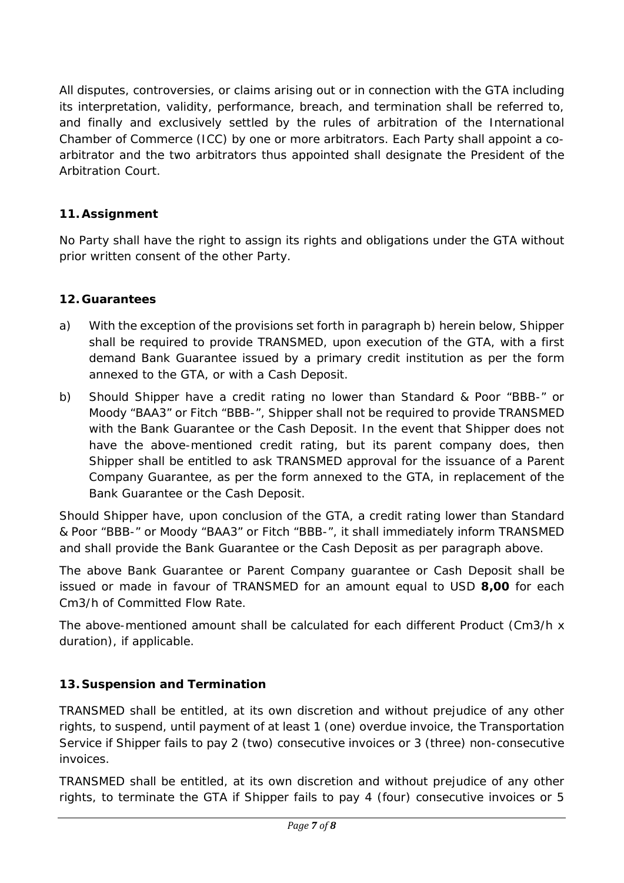All disputes, controversies, or claims arising out or in connection with the GTA including its interpretation, validity, performance, breach, and termination shall be referred to, and finally and exclusively settled by the rules of arbitration of the International Chamber of Commerce (ICC) by one or more arbitrators. Each Party shall appoint a co-arbitrator and the two arbitrators thus appointed shall designate the President of the Arbitration Court.

## 11. Assignment

No Party shall have the right to assign its rights and obligations under the GTA without prior written consent of the other Party.

## 12. Guarantees

a) With the exception of the provisions set forth in paragraph b) herein below, Shipper shall be required to provide TRANSMED, upon execution of the GTA, with a first demand Bank Guarantee issued by a primary credit institution as per the form annexed to the GTA, or with a Cash Deposit.

b) Should Shipper have a credit rating no lower than Standard & Poor "BBB-" or Moody "BAA3" or Fitch "BBB-", Shipper shall not be required to provide TRANSMED with the Bank Guarantee or the Cash Deposit. In the event that Shipper does not have the above-mentioned credit rating, but its parent company does, then Shipper shall be entitled to ask TRANSMED approval for the issuance of a Parent Company Guarantee, as per the form annexed to the GTA, in replacement of the Bank Guarantee or the Cash Deposit.

Should Shipper have, upon conclusion of the GTA, a credit rating lower than Standard & Poor "BBB-" or Moody "BAA3" or Fitch "BBB-", it shall immediately inform TRANSMED and shall provide the Bank Guarantee or the Cash Deposit as per paragraph above.

The above Bank Guarantee or Parent Company guarantee or Cash Deposit shall be issued or made in favour of TRANSMED for an amount equal to USD **8,00** for each Cm3/h of Committed Flow Rate.

The above-mentioned amount shall be calculated for each different Product (Cm3/h x duration), if applicable.

## 13. Suspension and Termination

TRANSMED shall be entitled, at its own discretion and without prejudice of any other rights, to suspend, until payment of at least 1 (one) overdue invoice, the Transportation Service if Shipper fails to pay 2 (two) consecutive invoices or 3 (three) non-consecutive invoices.

TRANSMED shall be entitled, at its own discretion and without prejudice of any other rights, to terminate the GTA if Shipper fails to pay 4 (four) consecutive invoices or 5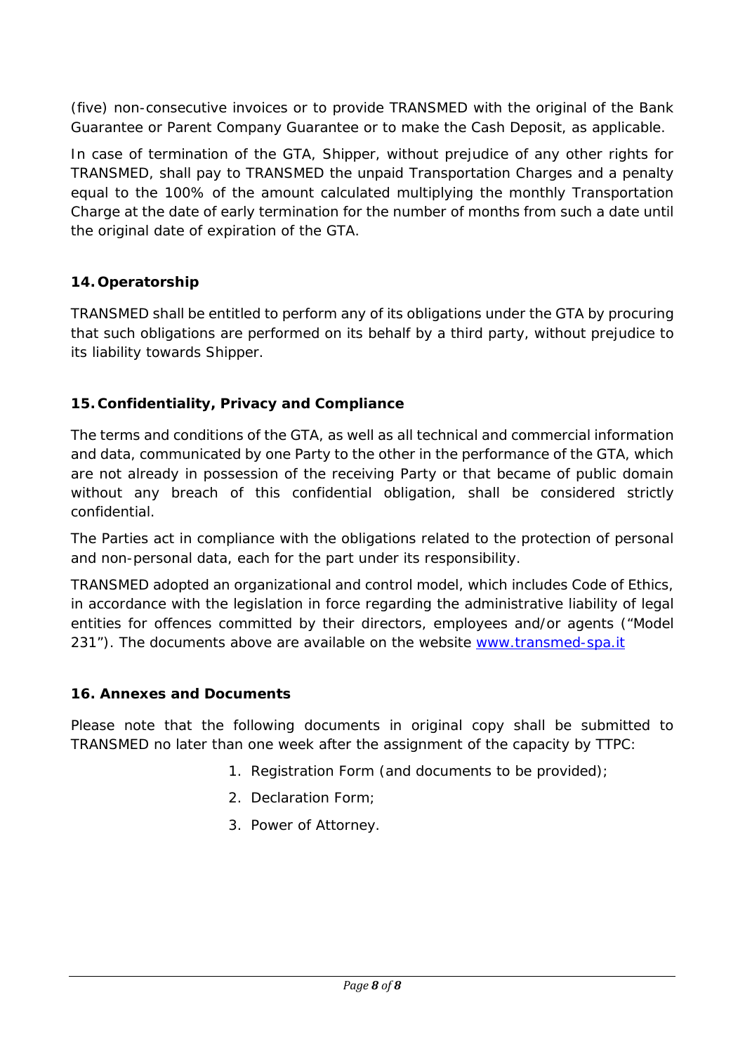(five) non-consecutive invoices or to provide TRANSMED with the original of the Bank Guarantee or Parent Company Guarantee or to make the Cash Deposit, as applicable.

In case of termination of the GTA, Shipper, without prejudice of any other rights for TRANSMED, shall pay to TRANSMED the unpaid Transportation Charges and a penalty equal to the 100% of the amount calculated multiplying the monthly Transportation Charge at the date of early termination for the number of months from such a date until the original date of expiration of the GTA.

## 14. Operatorship

TRANSMED shall be entitled to perform any of its obligations under the GTA by procuring that such obligations are performed on its behalf by a third party, without prejudice to its liability towards Shipper.

## 15. Confidentiality, Privacy and Compliance

The terms and conditions of the GTA, as well as all technical and commercial information and data, communicated by one Party to the other in the performance of the GTA, which are not already in possession of the receiving Party or that became of public domain without any breach of this confidential obligation, shall be considered strictly confidential.

The Parties act in compliance with the obligations related to the protection of personal and non-personal data, each for the part under its responsibility.

TRANSMED adopted an organizational and control model, which includes Code of Ethics, in accordance with the legislation in force regarding the administrative liability of legal entities for offences committed by their directors, employees and/or agents ("Model 231"). The documents above are available on the website [www.transmed-spa.it](http://www.transmed-spa.it)

## 16. Annexes and Documents

Please note that the following documents in original copy shall be submitted to TRANSMED no later than one week after the assignment of the capacity by TTPC:

1. Registration Form (and documents to be provided);
2. Declaration Form;
3. Power of Attorney.